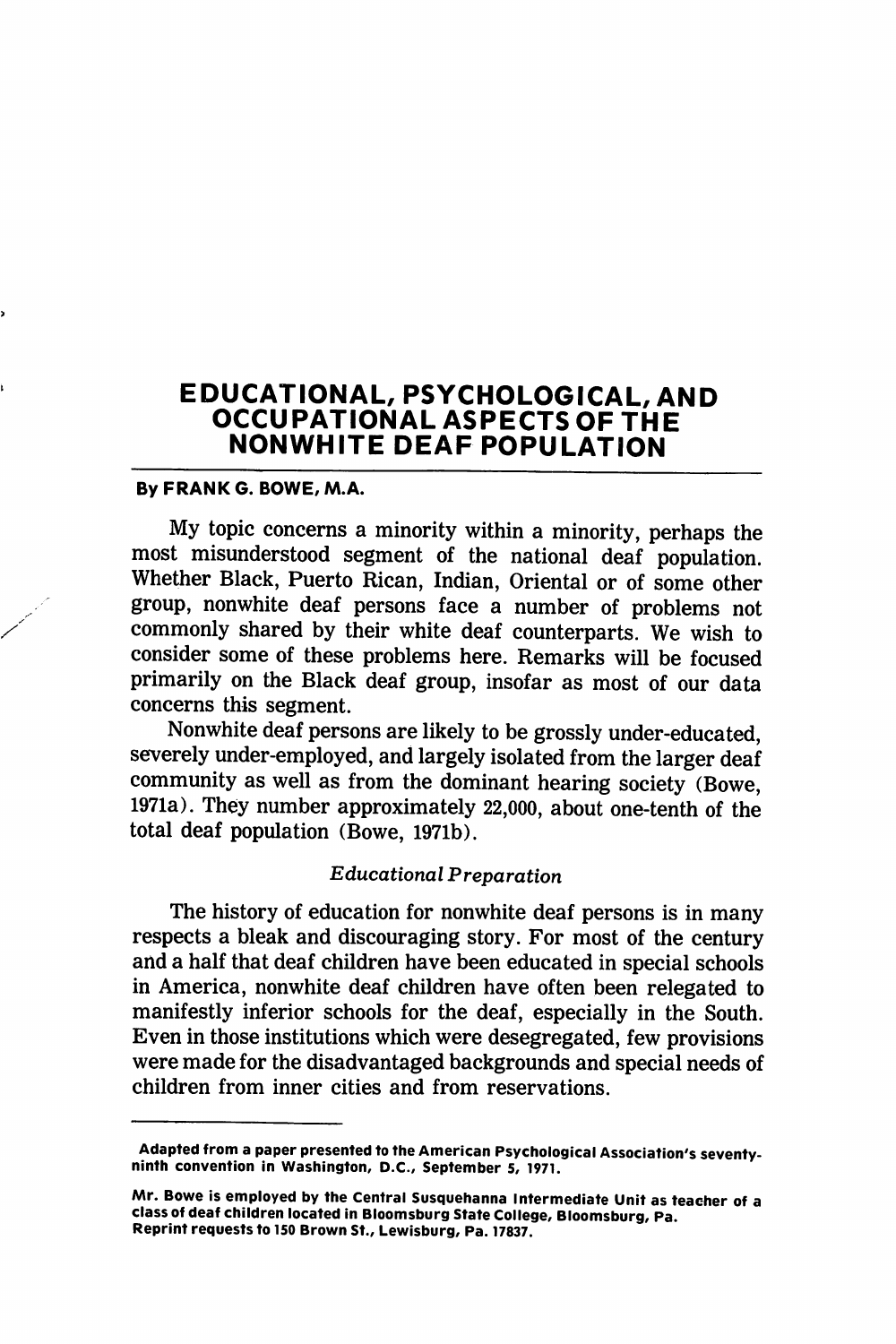# EDUCATIONAL, PSYCHOLOGICAL, AND OCCUPATIONAL ASPECTS OF THE NONWHITE DEAF POPULATION

**By FRANK G. BOWE, M.A.**

My topic concerns a minority within a minority, perhaps the most misunderstood segment of the national deaf population. Whether Black, Puerto Rican, Indian, Oriental or of some other group, nonwhite deaf persons face a number of problems not commonly shared by their white deaf counterparts. We wish to consider some of these problems here. Remarks will be focused primarily on the Black deaf group, insofar as most of our data concerns this segment.

Nonwhite deaf persons are likely to be grossly under-educated, severely under-employed, and largely isolated from the larger deaf community as well as from the dominant hearing society (Bowe, 1971a). They number approximately 22,000, about one-tenth of the total deaf population (Bowe, 1971b).

## *Educational Preparation*

The history of education for nonwhite deaf persons is in many respects a bleak and discouraging story. For most of the century and a half that deaf children have been educated in special schools in America, nonwhite deaf children have often been relegated to manifestly inferior schools for the deaf, especially in the South. Even in those institutions which were desegregated, few provisions were made for the disadvantaged backgrounds and special needs of children from inner cities and from reservations.

---

**Adapted from a paper presented to the American Psychological Association's seventy-ninth convention in Washington, D.C., September 5, 1971.**

**Mr. Bowe is employed by the Central Susquehanna Intermediate Unit as teacher of a class of deaf children located in Bloomsburg State College, Bloomsburg, Pa. Reprint requests to 150 Brown St., Lewisburg, Pa. 17837.**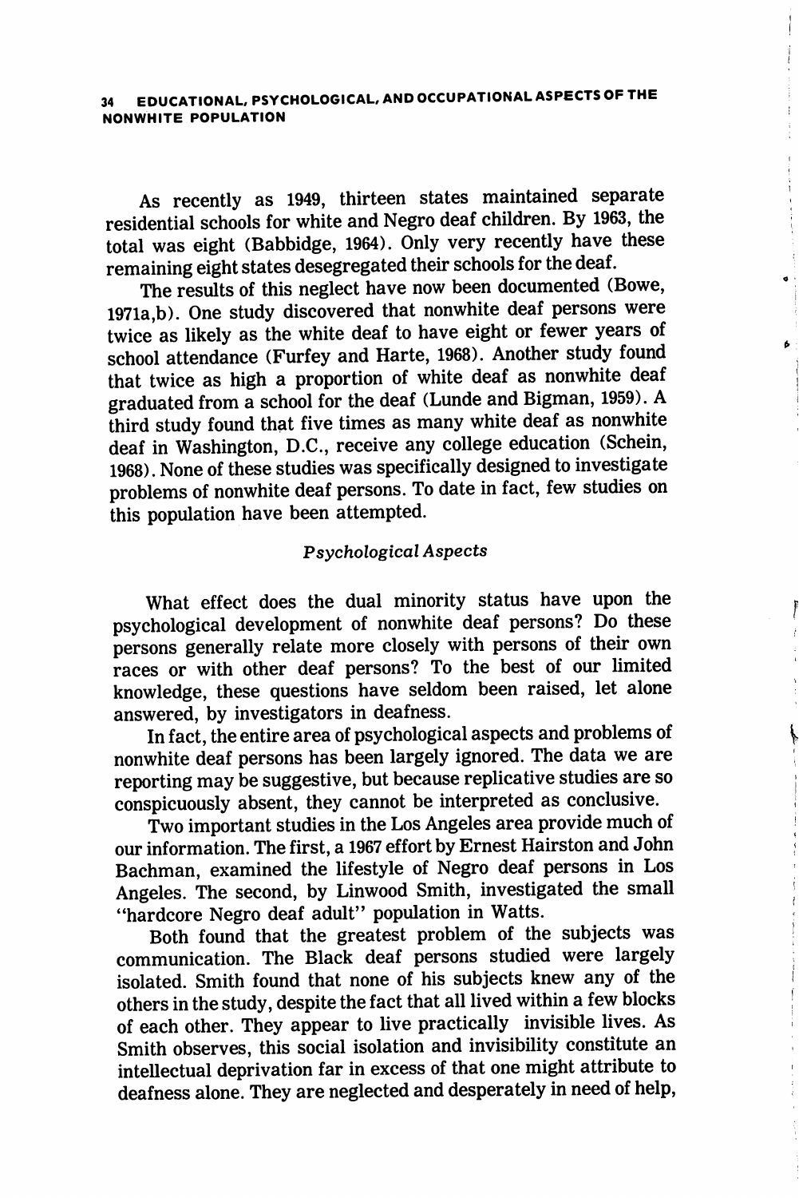As recently as 1949, thirteen states maintained separate residential schools for white and Negro deaf children. By 1963, the total was eight (Babbidge, 1964). Only very recently have these remaining eight states desegregated their schools for the deaf.

The results of this neglect have now been documented (Bowe, 1971a,b). One study discovered that nonwhite deaf persons were twice as likely as the white deaf to have eight or fewer years of school attendance (Furfey and Harte, 1968). Another study found that twice as high a proportion of white deaf as nonwhite deaf graduated from a school for the deaf (Lunde and Bigman, 1959). A third study found that five times as many white deaf as nonwhite deaf in Washington, D.C., receive any college education (Schein, 1968). None of these studies was specifically designed to investigate problems of nonwhite deaf persons. To date in fact, few studies on this population have been attempted.

### *Psychological Aspects*

What effect does the dual minority status have upon the psychological development of nonwhite deaf persons? Do these persons generally relate more closely with persons of their own races or with other deaf persons? To the best of our limited knowledge, these questions have seldom been raised, let alone answered, by investigators in deafness.

In fact, the entire area of psychological aspects and problems of nonwhite deaf persons has been largely ignored. The data we are reporting may be suggestive, but because replicative studies are so conspicuously absent, they cannot be interpreted as conclusive.

Two important studies in the Los Angeles area provide much of our information. The first, a 1967 effort by Ernest Hairston and John Bachman, examined the lifestyle of Negro deaf persons in Los Angeles. The second, by Linwood Smith, investigated the small "hardcore Negro deaf adult" population in Watts.

Both found that the greatest problem of the subjects was communication. The Black deaf persons studied were largely isolated. Smith found that none of his subjects knew any of the others in the study, despite the fact that all lived within a few blocks of each other. They appear to live practically invisible lives. As Smith observes, this social isolation and invisibility constitute an intellectual deprivation far in excess of that one might attribute to deafness alone. They are neglected and desperately in need of help,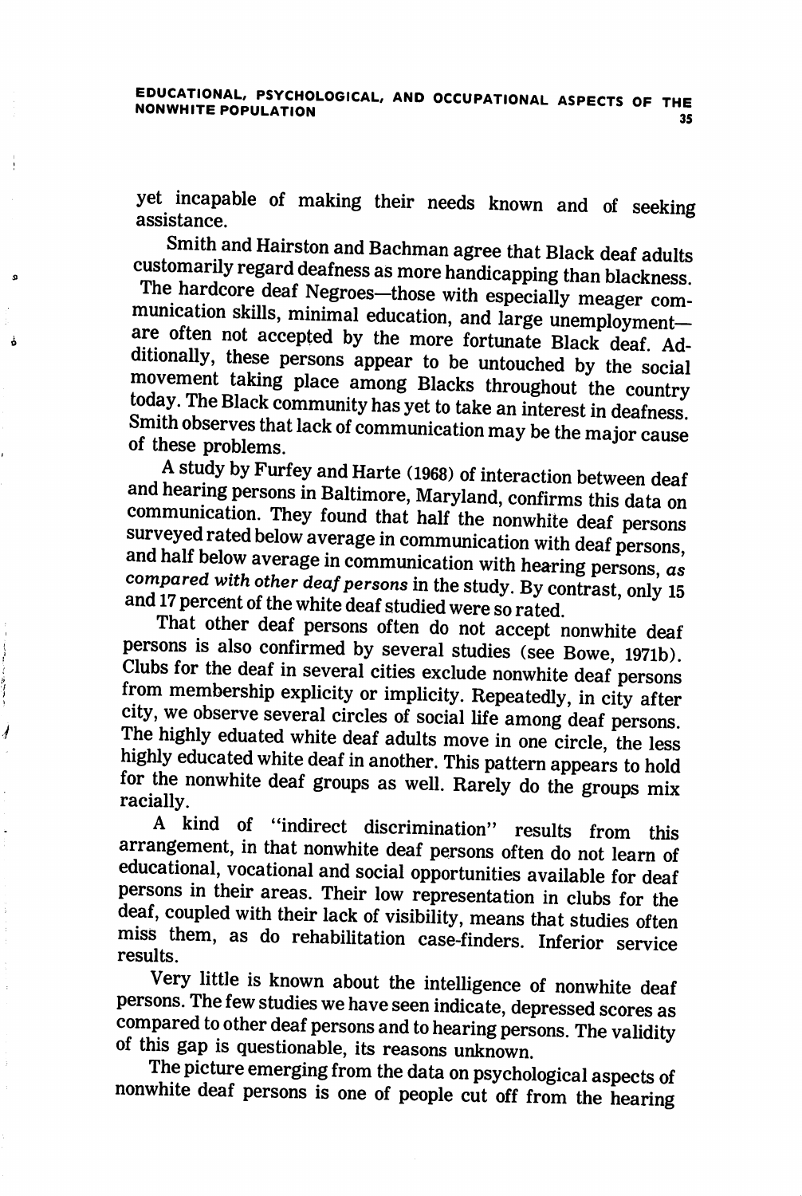yet incapable of making their needs known and of seeking assistance.

Smith and Hairston and Bachman agree that Black deaf adults customarily regard deafness as more handicapping than blackness. The hardcore deaf Negroes—those with especially meager communication skills, minimal education, and large unemployment—are often not accepted by the more fortunate Black deaf. Additionally, these persons appear to be untouched by the social movement taking place among Blacks throughout the country today. The Black community has yet to take an interest in deafness. Smith observes that lack of communication may be the major cause of these problems.

A study by Furfey and Harte (1968) of interaction between deaf and hearing persons in Baltimore, Maryland, confirms this data on communication. They found that half the nonwhite deaf persons surveyed rated below average in communication with deaf persons, and half below average in communication with hearing persons, *as compared with other deaf persons* in the study. By contrast, only 15 and 17 percent of the white deaf studied were so rated.

That other deaf persons often do not accept nonwhite deaf persons is also confirmed by several studies (see Bowe, 1971b). Clubs for the deaf in several cities exclude nonwhite deaf persons from membership explicity or implicity. Repeatedly, in city after city, we observe several circles of social life among deaf persons. The highly eduated white deaf adults move in one circle, the less highly educated white deaf in another. This pattern appears to hold for the nonwhite deaf groups as well. Rarely do the groups mix racially.

A kind of "indirect discrimination" results from this arrangement, in that nonwhite deaf persons often do not learn of educational, vocational and social opportunities available for deaf persons in their areas. Their low representation in clubs for the deaf, coupled with their lack of visibility, means that studies often miss them, as do rehabilitation case-finders. Inferior service results.

Very little is known about the intelligence of nonwhite deaf persons. The few studies we have seen indicate, depressed scores as compared to other deaf persons and to hearing persons. The validity of this gap is questionable, its reasons unknown.

The picture emerging from the data on psychological aspects of nonwhite deaf persons is one of people cut off from the hearing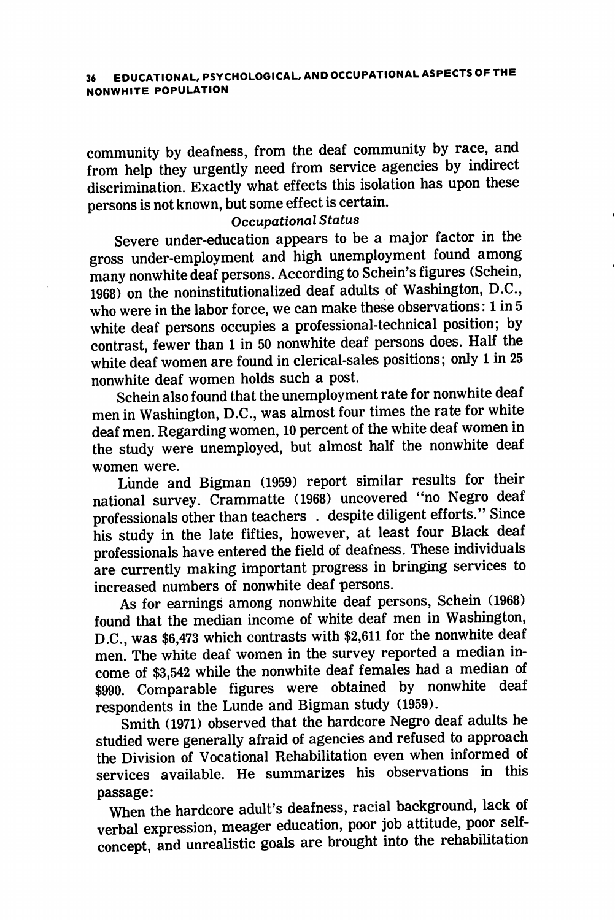community by deafness, from the deaf community by race, and from help they urgently need from service agencies by indirect discrimination. Exactly what effects this isolation has upon these persons is not known, but some effect is certain.

### *Occupational Status*

Severe under-education appears to be a major factor in the gross under-employment and high unemployment found among many nonwhite deaf persons. According to Schein's figures (Schein, 1968) on the noninstitutionalized deaf adults of Washington, D.C., who were in the labor force, we can make these observations: 1 in 5 white deaf persons occupies a professional-technical position; by contrast, fewer than 1 in 50 nonwhite deaf persons does. Half the white deaf women are found in clerical-sales positions; only 1 in 25 nonwhite deaf women holds such a post.

Schein also found that the unemployment rate for nonwhite deaf men in Washington, D.C., was almost four times the rate for white deaf men. Regarding women, 10 percent of the white deaf women in the study were unemployed, but almost half the nonwhite deaf women were.

Lunde and Bigman (1959) report similar results for their national survey. Crammatte (1968) uncovered "no Negro deaf professionals other than teachers . despite diligent efforts." Since his study in the late fifties, however, at least four Black deaf professionals have entered the field of deafness. These individuals are currently making important progress in bringing services to increased numbers of nonwhite deaf persons.

As for earnings among nonwhite deaf persons, Schein (1968) found that the median income of white deaf men in Washington, D.C., was $6,473 which contrasts with $2,611 for the nonwhite deaf men. The white deaf women in the survey reported a median income of $3,542 while the nonwhite deaf females had a median of $990. Comparable figures were obtained by nonwhite deaf respondents in the Lunde and Bigman study (1959).

Smith (1971) observed that the hardcore Negro deaf adults he studied were generally afraid of agencies and refused to approach the Division of Vocational Rehabilitation even when informed of services available. He summarizes his observations in this passage:

When the hardcore adult's deafness, racial background, lack of verbal expression, meager education, poor job attitude, poor self-concept, and unrealistic goals are brought into the rehabilitation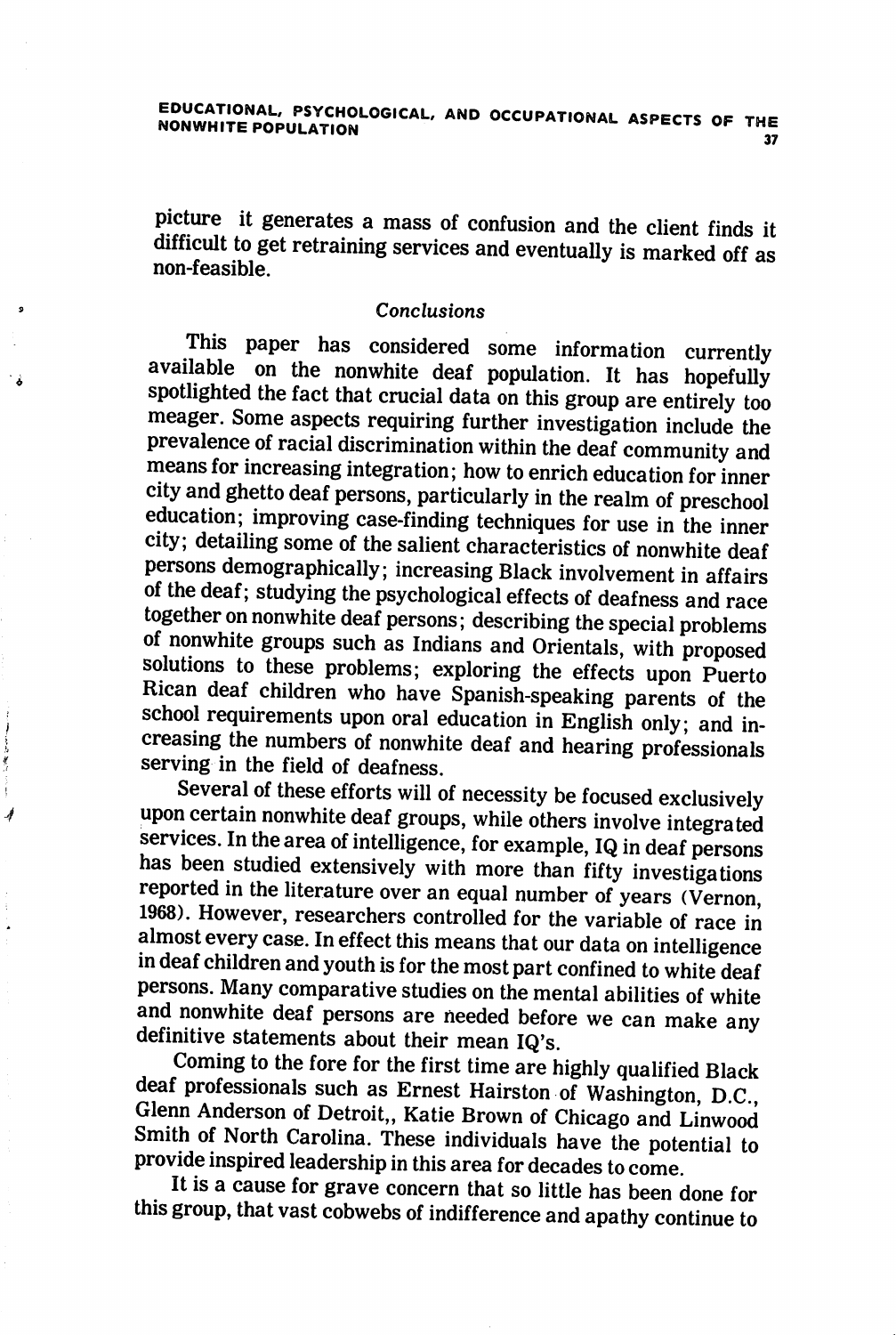picture it generates a mass of confusion and the client finds it difficult to get retraining services and eventually is marked off as non-feasible.

### *Conclusions*

This paper has considered some information currently available on the nonwhite deaf population. It has hopefully spotlighted the fact that crucial data on this group are entirely too meager. Some aspects requiring further investigation include the prevalence of racial discrimination within the deaf community and means for increasing integration; how to enrich education for inner city and ghetto deaf persons, particularly in the realm of preschool education; improving case-finding techniques for use in the inner city; detailing some of the salient characteristics of nonwhite deaf persons demographically; increasing Black involvement in affairs of the deaf; studying the psychological effects of deafness and race together on nonwhite deaf persons; describing the special problems of nonwhite groups such as Indians and Orientals, with proposed solutions to these problems; exploring the effects upon Puerto Rican deaf children who have Spanish-speaking parents of the school requirements upon oral education in English only; and increasing the numbers of nonwhite deaf and hearing professionals serving in the field of deafness.

Several of these efforts will of necessity be focused exclusively upon certain nonwhite deaf groups, while others involve integrated services. In the area of intelligence, for example, IQ in deaf persons has been studied extensively with more than fifty investigations reported in the literature over an equal number of years (Vernon, 1968). However, researchers controlled for the variable of race in almost every case. In effect this means that our data on intelligence in deaf children and youth is for the most part confined to white deaf persons. Many comparative studies on the mental abilities of white and nonwhite deaf persons are needed before we can make any definitive statements about their mean IQ's.

Coming to the fore for the first time are highly qualified Black deaf professionals such as Ernest Hairston of Washington, D.C., Glenn Anderson of Detroit,, Katie Brown of Chicago and Linwood Smith of North Carolina. These individuals have the potential to provide inspired leadership in this area for decades to come.

It is a cause for grave concern that so little has been done for this group, that vast cobwebs of indifference and apathy continue to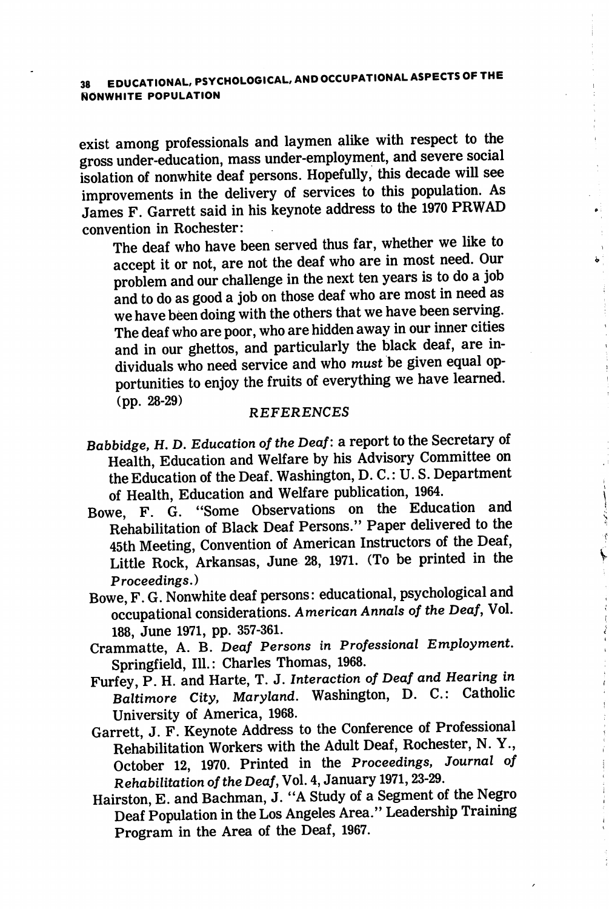exist among professionals and laymen alike with respect to the gross under-education, mass under-employment, and severe social isolation of nonwhite deaf persons. Hopefully, this decade will see improvements in the delivery of services to this population. As James F. Garrett said in his keynote address to the 1970 PRWAD convention in Rochester:

> The deaf who have been served thus far, whether we like to accept it or not, are not the deaf who are in most need. Our problem and our challenge in the next ten years is to do a job and to do as good a job on those deaf who are most in need as we have been doing with the others that we have been serving. The deaf who are poor, who are hidden away in our inner cities and in our ghettos, and particularly the black deaf, are individuals who need service and who *must* be given equal opportunities to enjoy the fruits of everything we have learned. (pp. 28-29)

## *REFERENCES*

Babbidge, H. D. *Education of the Deaf*: a report to the Secretary of Health, Education and Welfare by his Advisory Committee on the Education of the Deaf. Washington, D. C.: U. S. Department of Health, Education and Welfare publication, 1964.

Bowe, F. G. "Some Observations on the Education and Rehabilitation of Black Deaf Persons." Paper delivered to the 45th Meeting, Convention of American Instructors of the Deaf, Little Rock, Arkansas, June 28, 1971. (To be printed in the *Proceedings*.)

Bowe, F. G. Nonwhite deaf persons: educational, psychological and occupational considerations. *American Annals of the Deaf*, Vol. 188, June 1971, pp. 357-361.

Crammatte, A. B. *Deaf Persons in Professional Employment*. Springfield, Ill.: Charles Thomas, 1968.

Furfey, P. H. and Harte, T. J. *Interaction of Deaf and Hearing in Baltimore City, Maryland*. Washington, D. C.: Catholic University of America, 1968.

Garrett, J. F. Keynote Address to the Conference of Professional Rehabilitation Workers with the Adult Deaf, Rochester, N. Y., October 12, 1970. Printed in the *Proceedings, Journal of Rehabilitation of the Deaf*, Vol. 4, January 1971, 23-29.

Hairston, E. and Bachman, J. "A Study of a Segment of the Negro Deaf Population in the Los Angeles Area." Leadership Training Program in the Area of the Deaf, 1967.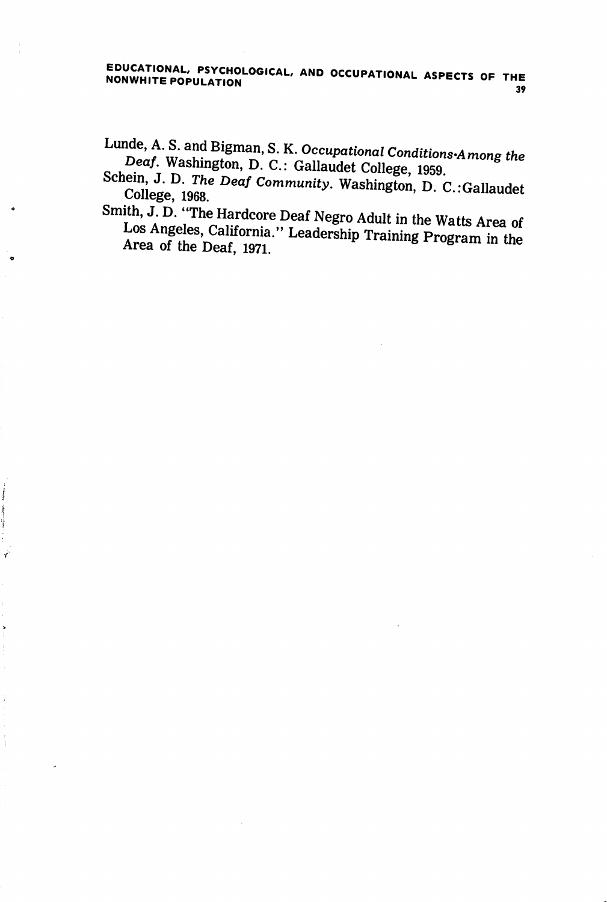Lunde, A. S. and Bigman, S. K. *Occupational Conditions·Among the Deaf*. Washington, D. C.: Gallaudet College, 1959.

Schein, J. D. *The Deaf Community*. Washington, D. C.:Gallaudet College, 1968.

Smith, J. D. "The Hardcore Deaf Negro Adult in the Watts Area of Los Angeles, California." Leadership Training Program in the Area of the Deaf, 1971.